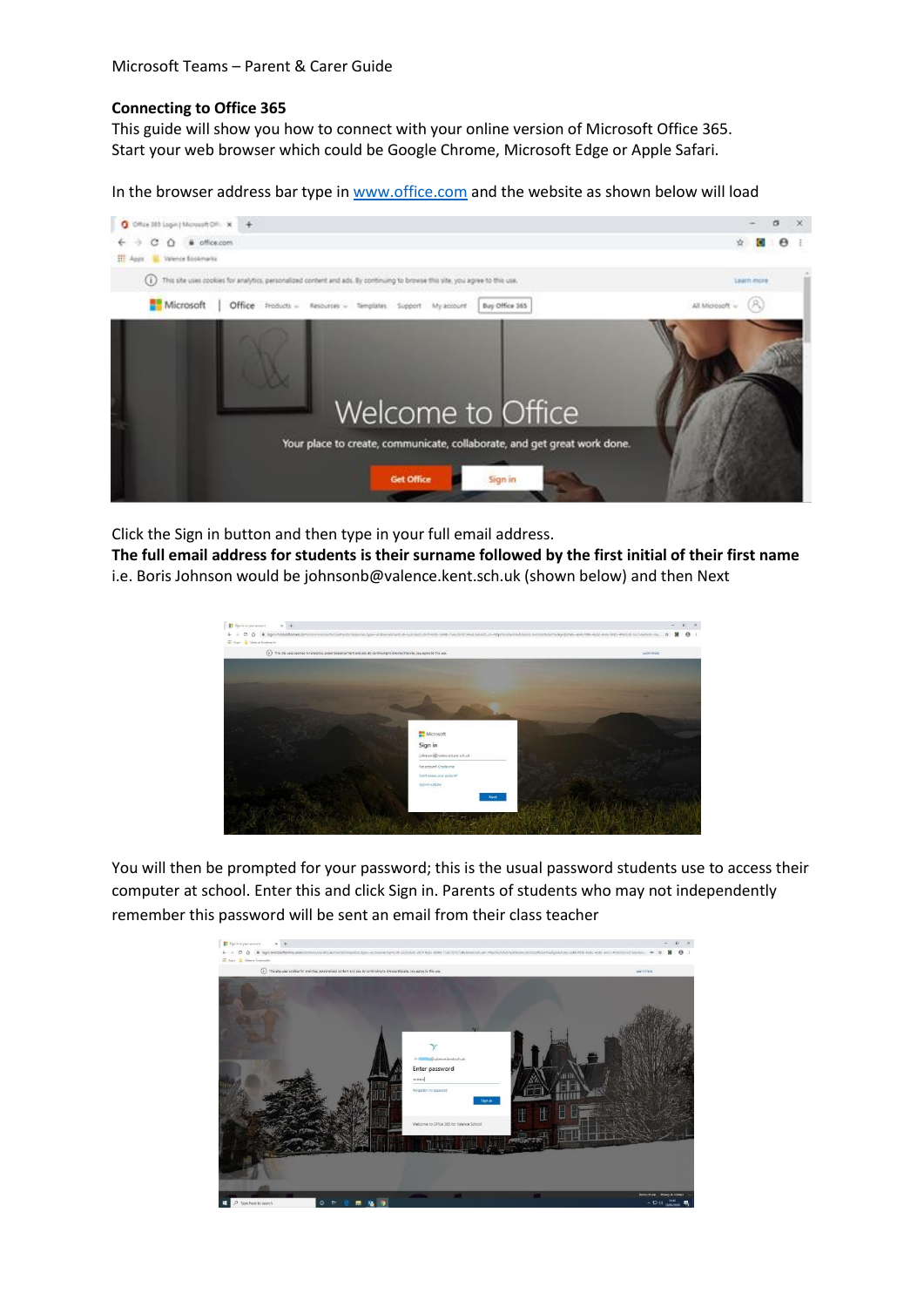Microsoft Teams – Parent & Carer Guide

**Connecting to Office 365**

This guide will show you how to connect with your online version of Microsoft Office 365.
Start your web browser which could be Google Chrome, Microsoft Edge or Apple Safari.

In the browser address bar type in www.office.com and the website as shown below will load

Click the Sign in button and then type in your full email address.

**The full email address for students is their surname followed by the first initial of their first name** i.e. Boris Johnson would be johnsonb@valence.kent.sch.uk (shown below) and then Next

You will then be prompted for your password; this is the usual password students use to access their computer at school. Enter this and click Sign in. Parents of students who may not independently remember this password will be sent an email from their class teacher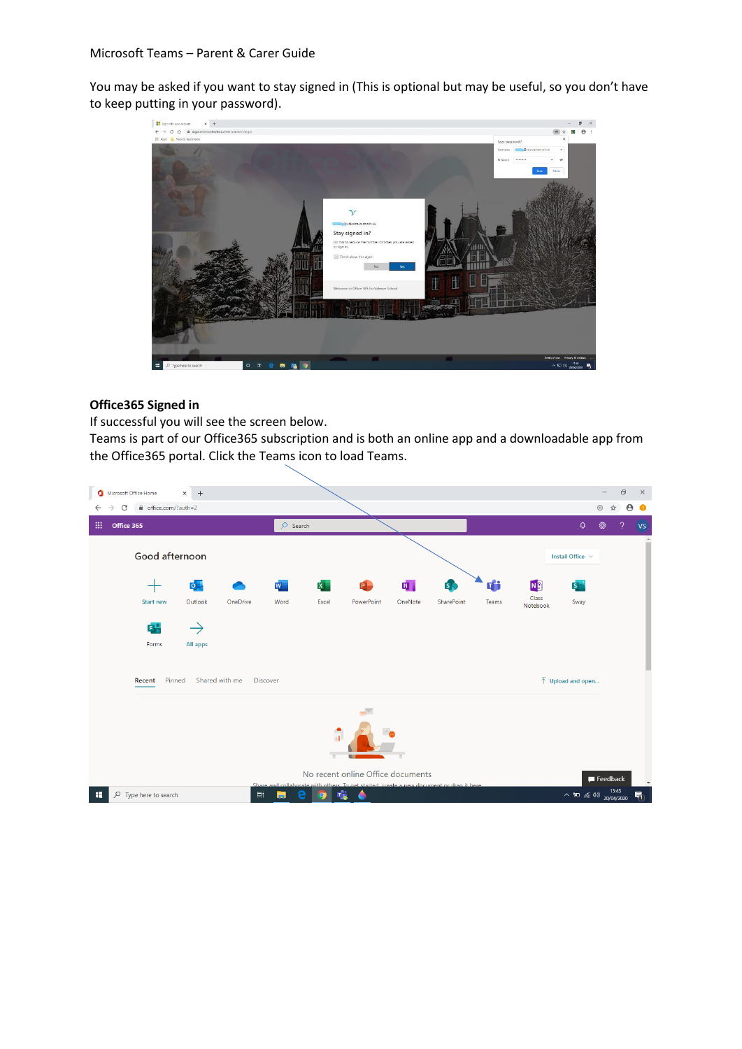You may be asked if you want to stay signed in (This is optional but may be useful, so you don't have to keep putting in your password).

**Office365 Signed in**

If successful you will see the screen below.

Teams is part of our Office365 subscription and is both an online app and a downloadable app from the Office365 portal. Click the Teams icon to load Teams.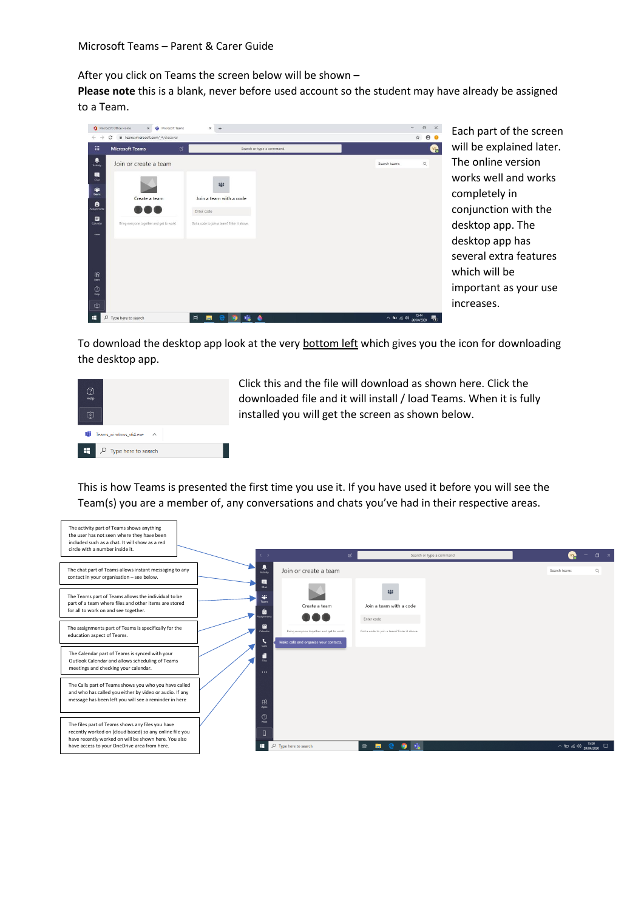Microsoft Teams – Parent & Carer Guide

After you click on Teams the screen below will be shown –

**Please note** this is a blank, never before used account so the student may have already be assigned to a Team.

Each part of the screen will be explained later. The online version works well and works completely in conjunction with the desktop app. The desktop app has several extra features which will be important as your use increases.

To download the desktop app look at the very bottom left which gives you the icon for downloading the desktop app.

Click this and the file will download as shown here. Click the downloaded file and it will install / load Teams. When it is fully installed you will get the screen as shown below.

This is how Teams is presented the first time you use it. If you have used it before you will see the Team(s) you are a member of, any conversations and chats you've had in their respective areas.

The activity part of Teams shows anything the user has not seen where they have been included such as a chat. It will show as a red circle with a number inside it.

The chat part of Teams allows instant messaging to any contact in your organisation – see below.

The Teams part of Teams allows the individual to be part of a team where files and other items are stored for all to work on and see together.

The assignments part of Teams is specifically for the education aspect of Teams.

The Calendar part of Teams is synced with your Outlook Calendar and allows scheduling of Teams meetings and checking your calendar.

The Calls part of Teams shows you who you have called and who has called you either by video or audio. If any message has been left you will see a reminder in here

The files part of Teams shows any files you have recently worked on (cloud based) so any online file you have recently worked on will be shown here. You also have access to your OneDrive area from here.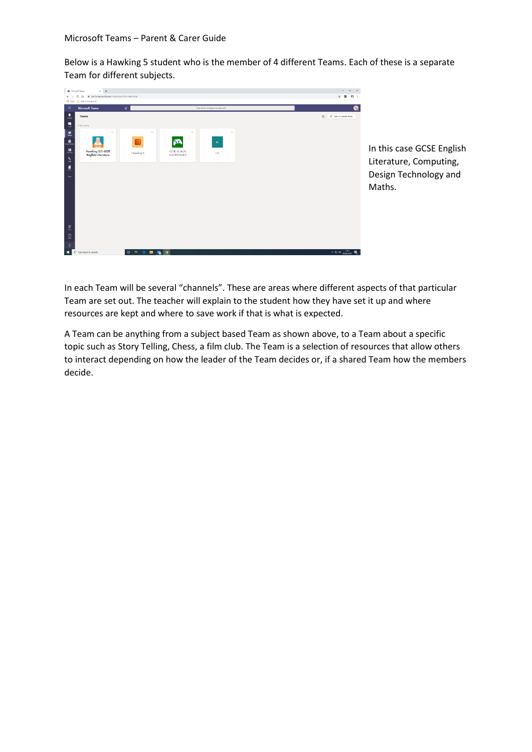Microsoft Teams – Parent & Carer Guide

Below is a Hawking 5 student who is the member of 4 different Teams. Each of these is a separate Team for different subjects.

In this case GCSE English Literature, Computing, Design Technology and Maths.

In each Team will be several "channels". These are areas where different aspects of that particular Team are set out. The teacher will explain to the student how they have set it up and where resources are kept and where to save work if that is what is expected.

A Team can be anything from a subject based Team as shown above, to a Team about a specific topic such as Story Telling, Chess, a film club. The Team is a selection of resources that allow others to interact depending on how the leader of the Team decides or, if a shared Team how the members decide.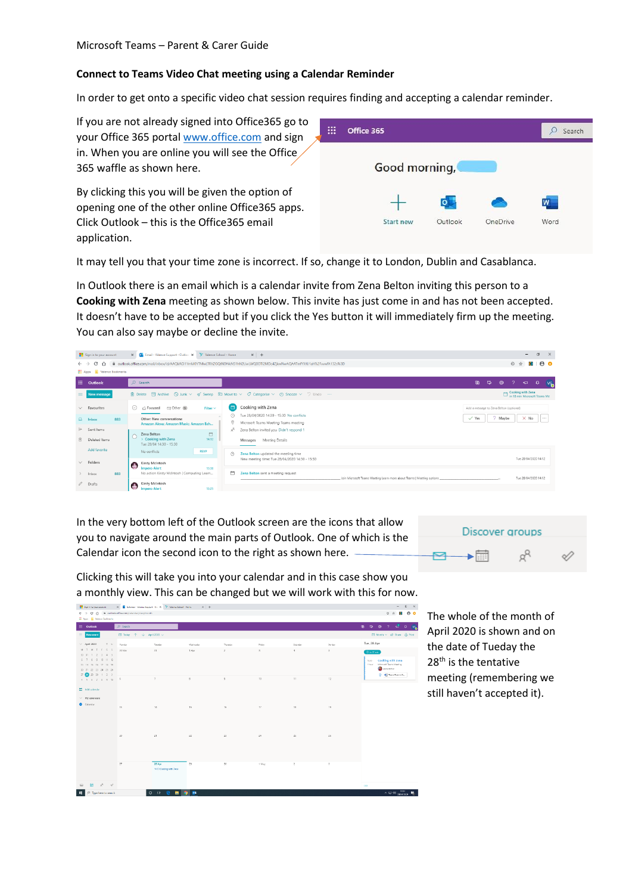## Connect to Teams Video Chat meeting using a Calendar Reminder

In order to get onto a specific video chat session requires finding and accepting a calendar reminder.

If you are not already signed into Office365 go to your Office 365 portal [www.office.com](http://www.office.com) and sign in. When you are online you will see the Office 365 waffle as shown here.

By clicking this you will be given the option of opening one of the other online Office365 apps. Click Outlook – this is the Office365 email application.

It may tell you that your time zone is incorrect. If so, change it to London, Dublin and Casablanca.

In Outlook there is an email which is a calendar invite from Zena Belton inviting this person to a **Cooking with Zena** meeting as shown below. This invite has just come in and has not been accepted. It doesn't have to be accepted but if you click the Yes button it will immediately firm up the meeting. You can also say maybe or decline the invite.

In the very bottom left of the Outlook screen are the icons that allow you to navigate around the main parts of Outlook. One of which is the Calendar icon the second icon to the right as shown here.

Clicking this will take you into your calendar and in this case show you a monthly view. This can be changed but we will work with this for now.

The whole of the month of April 2020 is shown and on the date of Tueday the 28th is the tentative meeting (remembering we still haven't accepted it).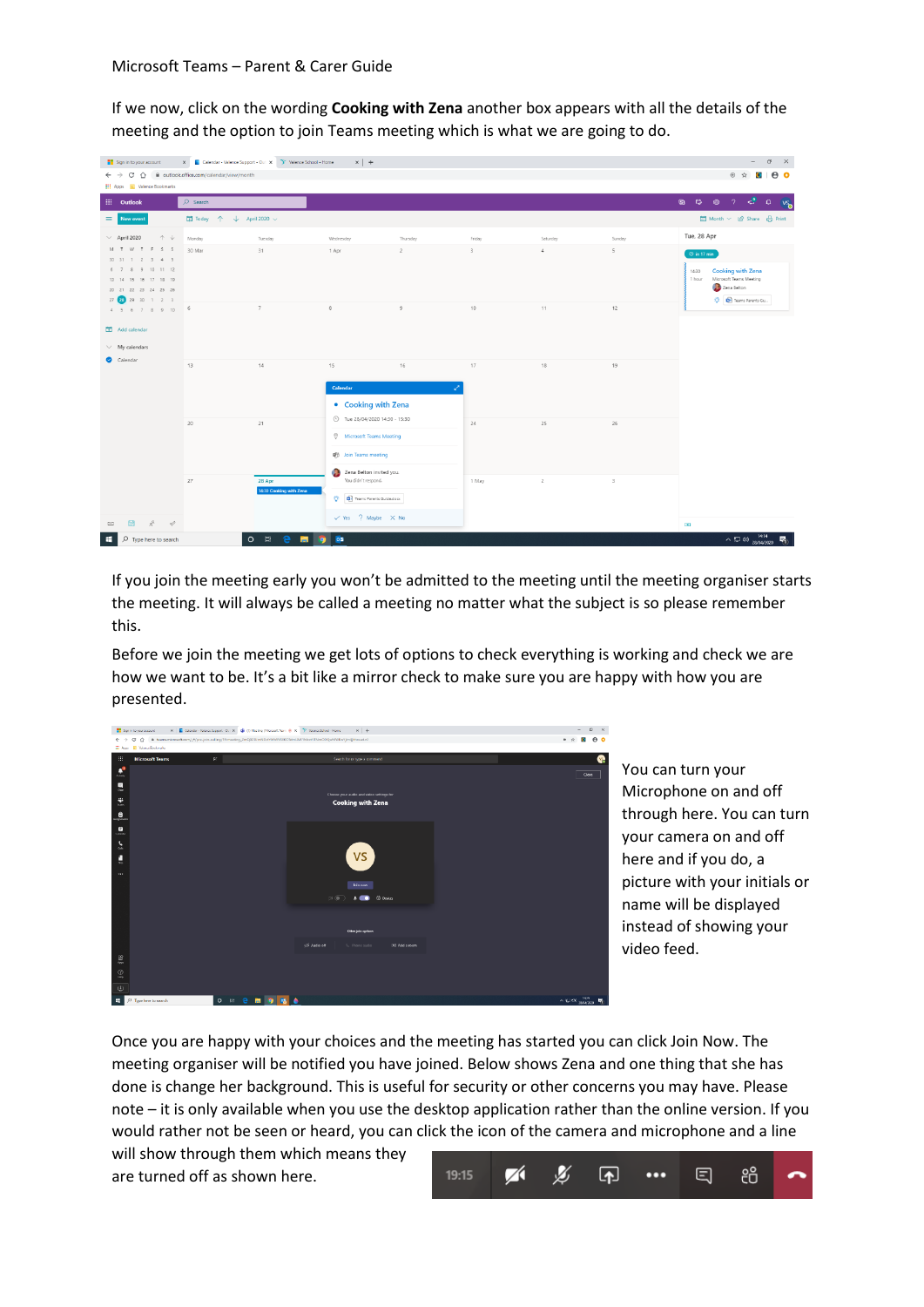Microsoft Teams – Parent & Carer Guide

If we now, click on the wording **Cooking with Zena** another box appears with all the details of the meeting and the option to join Teams meeting which is what we are going to do.

If you join the meeting early you won't be admitted to the meeting until the meeting organiser starts the meeting. It will always be called a meeting no matter what the subject is so please remember this.

Before we join the meeting we get lots of options to check everything is working and check we are how we want to be. It's a bit like a mirror check to make sure you are happy with how you are presented.

You can turn your Microphone on and off through here. You can turn your camera on and off here and if you do, a picture with your initials or name will be displayed instead of showing your video feed.

Once you are happy with your choices and the meeting has started you can click Join Now. The meeting organiser will be notified you have joined. Below shows Zena and one thing that she has done is change her background. This is useful for security or other concerns you may have. Please note – it is only available when you use the desktop application rather than the online version. If you would rather not be seen or heard, you can click the icon of the camera and microphone and a line will show through them which means they are turned off as shown here.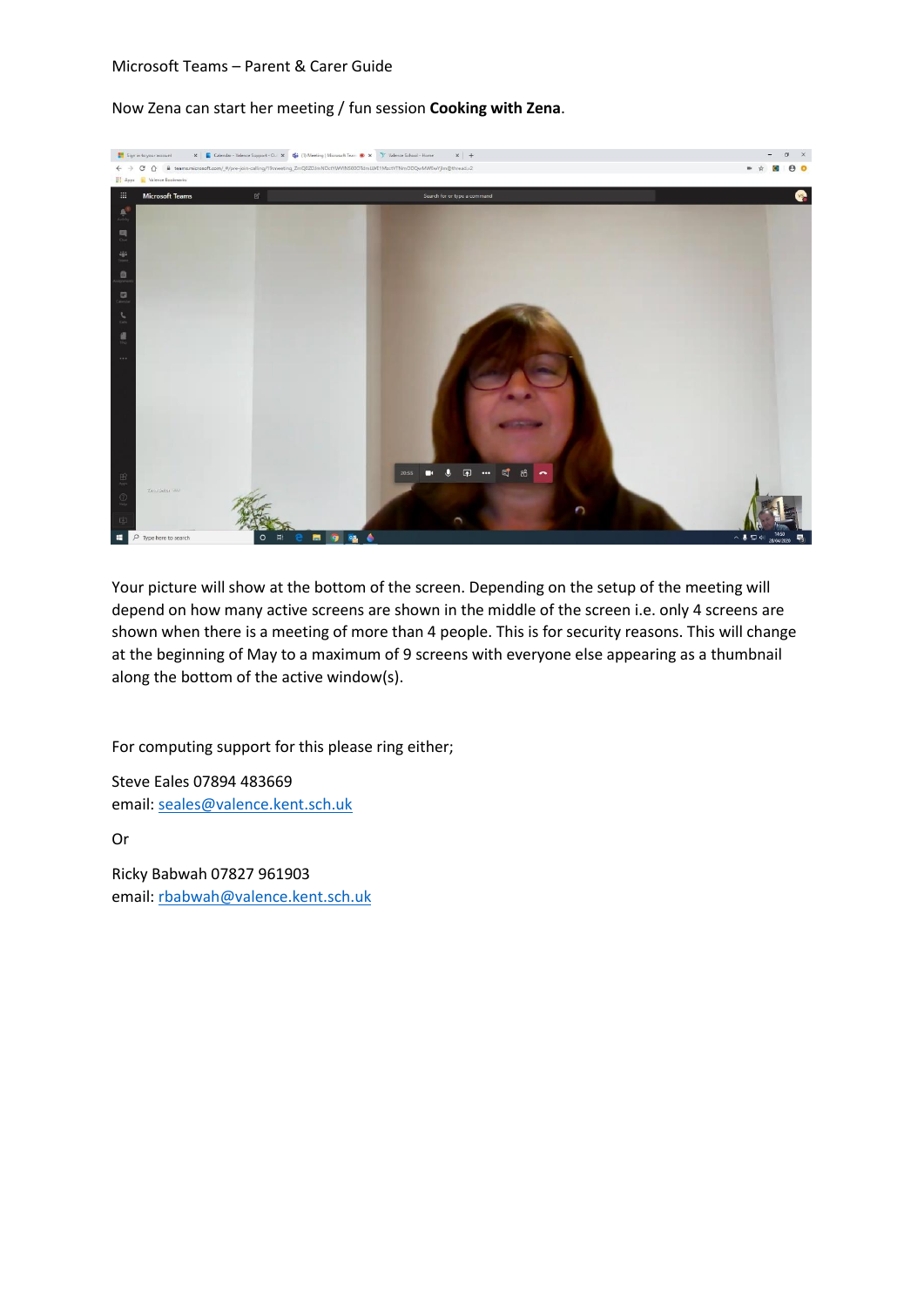Now Zena can start her meeting / fun session **Cooking with Zena**.

Your picture will show at the bottom of the screen. Depending on the setup of the meeting will depend on how many active screens are shown in the middle of the screen i.e. only 4 screens are shown when there is a meeting of more than 4 people. This is for security reasons. This will change at the beginning of May to a maximum of 9 screens with everyone else appearing as a thumbnail along the bottom of the active window(s).

For computing support for this please ring either;

Steve Eales 07894 483669
email: [seales@valence.kent.sch.uk](mailto:seales@valence.kent.sch.uk)

Or

Ricky Babwah 07827 961903
email: [rbabwah@valence.kent.sch.uk](mailto:rbabwah@valence.kent.sch.uk)